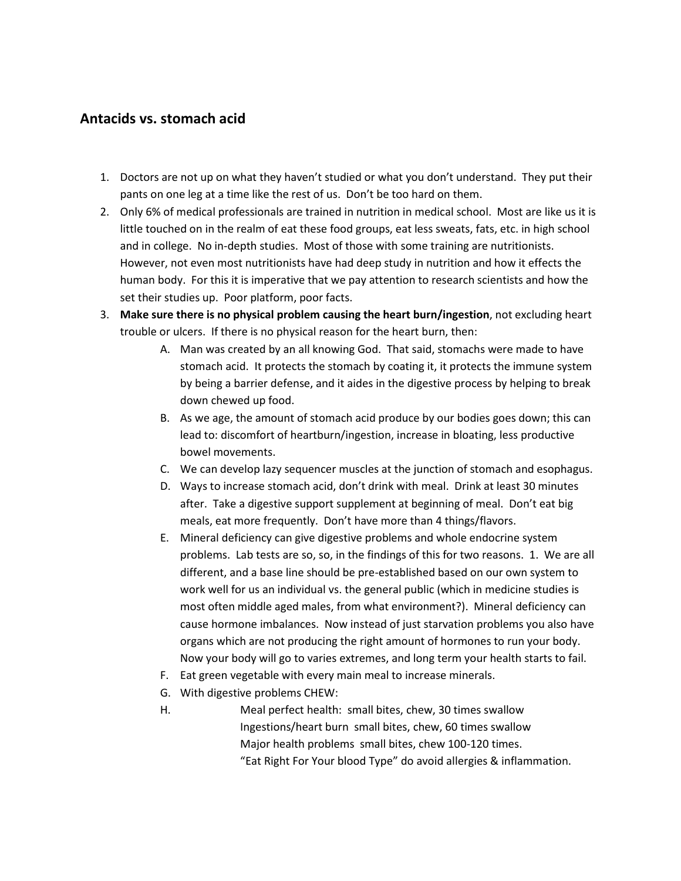## Antacids vs. stomach acid

1. Doctors are not up on what they haven't studied or what you don't understand. They put their pants on one leg at a time like the rest of us. Don't be too hard on them.
2. Only 6% of medical professionals are trained in nutrition in medical school. Most are like us it is little touched on in the realm of eat these food groups, eat less sweats, fats, etc. in high school and in college. No in-depth studies. Most of those with some training are nutritionists. However, not even most nutritionists have had deep study in nutrition and how it effects the human body. For this it is imperative that we pay attention to research scientists and how the set their studies up. Poor platform, poor facts.
3. **Make sure there is no physical problem causing the heart burn/ingestion**, not excluding heart trouble or ulcers. If there is no physical reason for the heart burn, then:
   A. Man was created by an all knowing God. That said, stomachs were made to have stomach acid. It protects the stomach by coating it, it protects the immune system by being a barrier defense, and it aides in the digestive process by helping to break down chewed up food.
   B. As we age, the amount of stomach acid produce by our bodies goes down; this can lead to: discomfort of heartburn/ingestion, increase in bloating, less productive bowel movements.
   C. We can develop lazy sequencer muscles at the junction of stomach and esophagus.
   D. Ways to increase stomach acid, don't drink with meal. Drink at least 30 minutes after. Take a digestive support supplement at beginning of meal. Don't eat big meals, eat more frequently. Don't have more than 4 things/flavors.
   E. Mineral deficiency can give digestive problems and whole endocrine system problems. Lab tests are so, so, in the findings of this for two reasons. 1. We are all different, and a base line should be pre-established based on our own system to work well for us an individual vs. the general public (which in medicine studies is most often middle aged males, from what environment?). Mineral deficiency can cause hormone imbalances. Now instead of just starvation problems you also have organs which are not producing the right amount of hormones to run your body. Now your body will go to varies extremes, and long term your health starts to fail.
   F. Eat green vegetable with every main meal to increase minerals.
   G. With digestive problems CHEW:
   H. Meal perfect health: small bites, chew, 30 times swallow
      Ingestions/heart burn small bites, chew, 60 times swallow
      Major health problems small bites, chew 100-120 times.
      "Eat Right For Your blood Type" do avoid allergies & inflammation.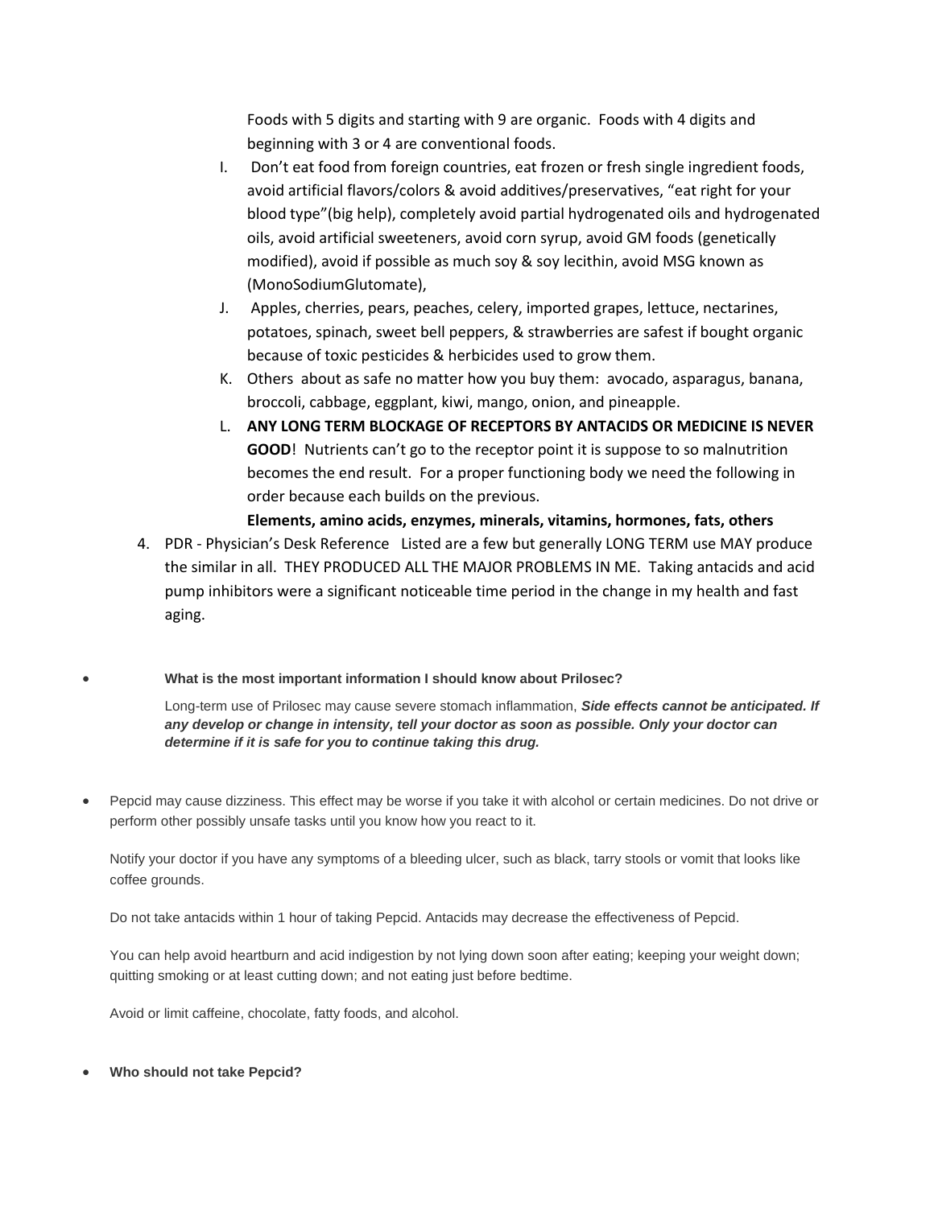Foods with 5 digits and starting with 9 are organic. Foods with 4 digits and beginning with 3 or 4 are conventional foods.

I. Don't eat food from foreign countries, eat frozen or fresh single ingredient foods, avoid artificial flavors/colors & avoid additives/preservatives, "eat right for your blood type"(big help), completely avoid partial hydrogenated oils and hydrogenated oils, avoid artificial sweeteners, avoid corn syrup, avoid GM foods (genetically modified), avoid if possible as much soy & soy lecithin, avoid MSG known as (MonoSodiumGlutomate),

J. Apples, cherries, pears, peaches, celery, imported grapes, lettuce, nectarines, potatoes, spinach, sweet bell peppers, & strawberries are safest if bought organic because of toxic pesticides & herbicides used to grow them.

K. Others about as safe no matter how you buy them: avocado, asparagus, banana, broccoli, cabbage, eggplant, kiwi, mango, onion, and pineapple.

L. **ANY LONG TERM BLOCKAGE OF RECEPTORS BY ANTACIDS OR MEDICINE IS NEVER GOOD**! Nutrients can't go to the receptor point it is suppose to so malnutrition becomes the end result. For a proper functioning body we need the following in order because each builds on the previous.

**Elements, amino acids, enzymes, minerals, vitamins, hormones, fats, others**

4. PDR - Physician's Desk Reference Listed are a few but generally LONG TERM use MAY produce the similar in all. THEY PRODUCED ALL THE MAJOR PROBLEMS IN ME. Taking antacids and acid pump inhibitors were a significant noticeable time period in the change in my health and fast aging.

- **What is the most important information I should know about Prilosec?**

  Long-term use of Prilosec may cause severe stomach inflammation, ***Side effects cannot be anticipated. If any develop or change in intensity, tell your doctor as soon as possible. Only your doctor can determine if it is safe for you to continue taking this drug.***

- Pepcid may cause dizziness. This effect may be worse if you take it with alcohol or certain medicines. Do not drive or perform other possibly unsafe tasks until you know how you react to it.

  Notify your doctor if you have any symptoms of a bleeding ulcer, such as black, tarry stools or vomit that looks like coffee grounds.

  Do not take antacids within 1 hour of taking Pepcid. Antacids may decrease the effectiveness of Pepcid.

  You can help avoid heartburn and acid indigestion by not lying down soon after eating; keeping your weight down; quitting smoking or at least cutting down; and not eating just before bedtime.

  Avoid or limit caffeine, chocolate, fatty foods, and alcohol.

- **Who should not take Pepcid?**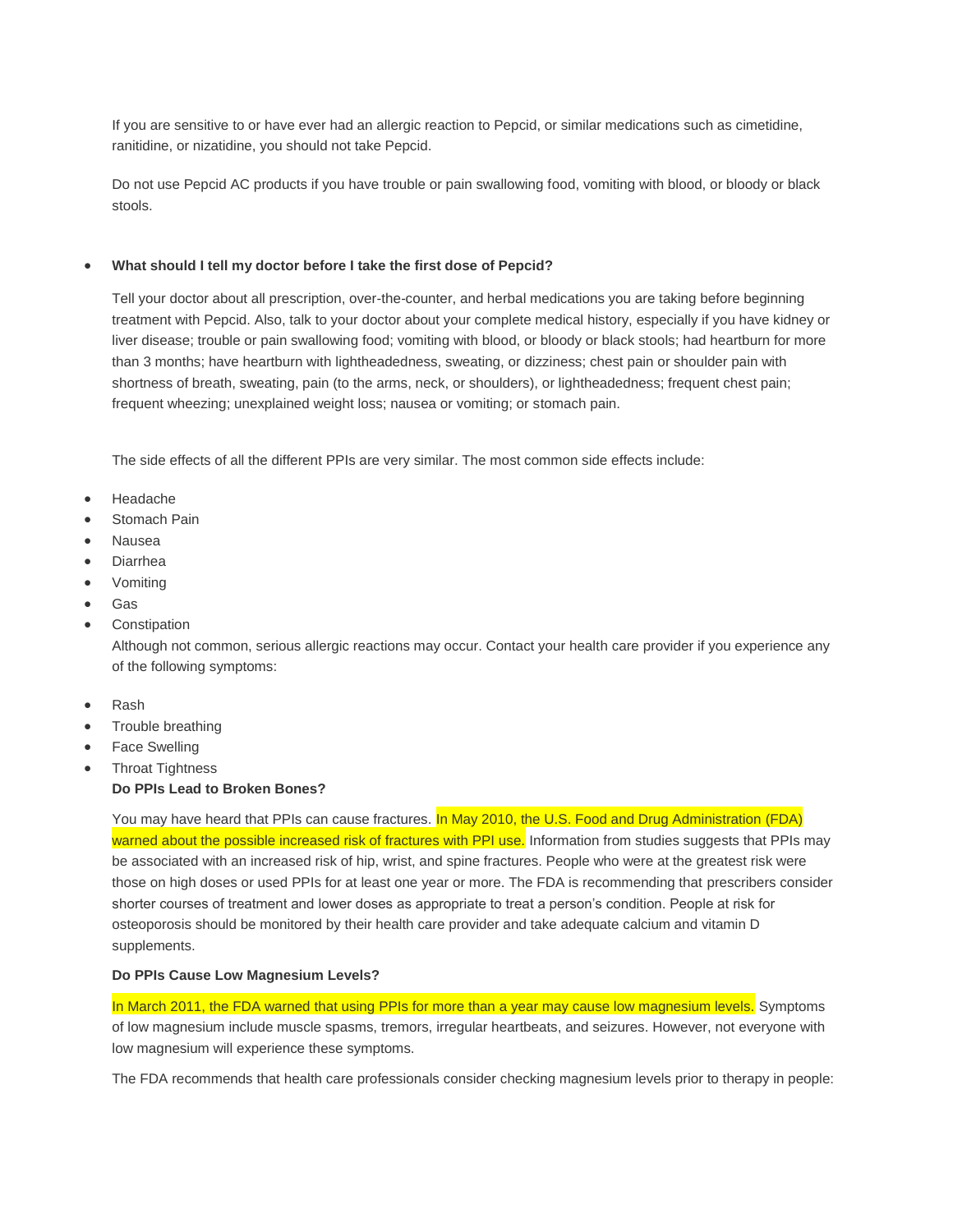If you are sensitive to or have ever had an allergic reaction to Pepcid, or similar medications such as cimetidine, ranitidine, or nizatidine, you should not take Pepcid.

Do not use Pepcid AC products if you have trouble or pain swallowing food, vomiting with blood, or bloody or black stools.

- **What should I tell my doctor before I take the first dose of Pepcid?**

  Tell your doctor about all prescription, over-the-counter, and herbal medications you are taking before beginning treatment with Pepcid. Also, talk to your doctor about your complete medical history, especially if you have kidney or liver disease; trouble or pain swallowing food; vomiting with blood, or bloody or black stools; had heartburn for more than 3 months; have heartburn with lightheadedness, sweating, or dizziness; chest pain or shoulder pain with shortness of breath, sweating, pain (to the arms, neck, or shoulders), or lightheadedness; frequent chest pain; frequent wheezing; unexplained weight loss; nausea or vomiting; or stomach pain.

The side effects of all the different PPIs are very similar. The most common side effects include:

- Headache
- Stomach Pain
- Nausea
- Diarrhea
- Vomiting
- Gas
- Constipation

Although not common, serious allergic reactions may occur. Contact your health care provider if you experience any of the following symptoms:

- Rash
- Trouble breathing
- Face Swelling
- Throat Tightness

**Do PPIs Lead to Broken Bones?**

You may have heard that PPIs can cause fractures. In May 2010, the U.S. Food and Drug Administration (FDA) warned about the possible increased risk of fractures with PPI use. Information from studies suggests that PPIs may be associated with an increased risk of hip, wrist, and spine fractures. People who were at the greatest risk were those on high doses or used PPIs for at least one year or more. The FDA is recommending that prescribers consider shorter courses of treatment and lower doses as appropriate to treat a person's condition. People at risk for osteoporosis should be monitored by their health care provider and take adequate calcium and vitamin D supplements.

**Do PPIs Cause Low Magnesium Levels?**

In March 2011, the FDA warned that using PPIs for more than a year may cause low magnesium levels. Symptoms of low magnesium include muscle spasms, tremors, irregular heartbeats, and seizures. However, not everyone with low magnesium will experience these symptoms.

The FDA recommends that health care professionals consider checking magnesium levels prior to therapy in people: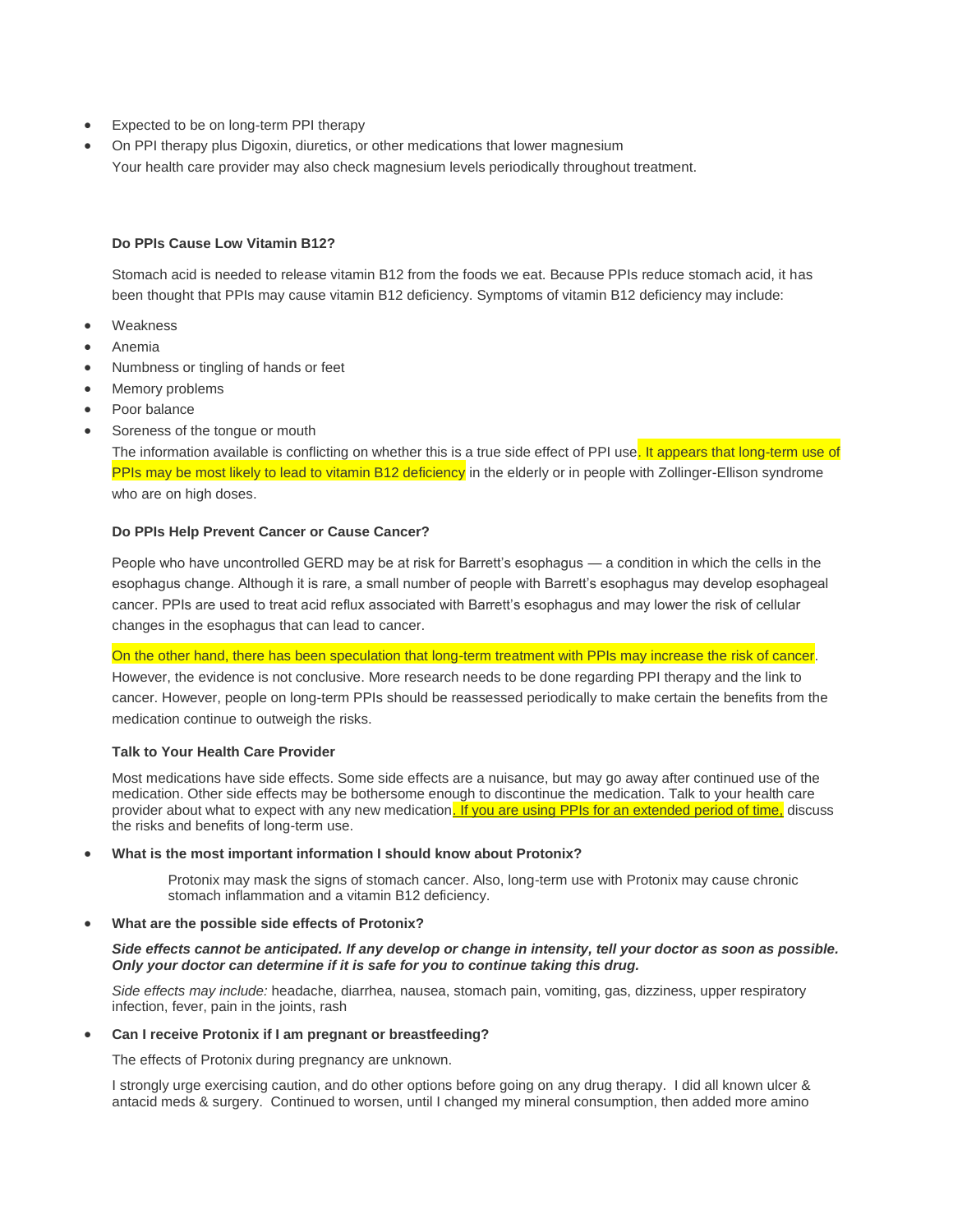- Expected to be on long-term PPI therapy
- On PPI therapy plus Digoxin, diuretics, or other medications that lower magnesium

  Your health care provider may also check magnesium levels periodically throughout treatment.

**Do PPIs Cause Low Vitamin B12?**

Stomach acid is needed to release vitamin B12 from the foods we eat. Because PPIs reduce stomach acid, it has been thought that PPIs may cause vitamin B12 deficiency. Symptoms of vitamin B12 deficiency may include:

- Weakness
- Anemia
- Numbness or tingling of hands or feet
- Memory problems
- Poor balance
- Soreness of the tongue or mouth

  The information available is conflicting on whether this is a true side effect of PPI use. It appears that long-term use of PPIs may be most likely to lead to vitamin B12 deficiency in the elderly or in people with Zollinger-Ellison syndrome who are on high doses.

**Do PPIs Help Prevent Cancer or Cause Cancer?**

People who have uncontrolled GERD may be at risk for Barrett's esophagus — a condition in which the cells in the esophagus change. Although it is rare, a small number of people with Barrett's esophagus may develop esophageal cancer. PPIs are used to treat acid reflux associated with Barrett's esophagus and may lower the risk of cellular changes in the esophagus that can lead to cancer.

On the other hand, there has been speculation that long-term treatment with PPIs may increase the risk of cancer. However, the evidence is not conclusive. More research needs to be done regarding PPI therapy and the link to cancer. However, people on long-term PPIs should be reassessed periodically to make certain the benefits from the medication continue to outweigh the risks.

**Talk to Your Health Care Provider**

Most medications have side effects. Some side effects are a nuisance, but may go away after continued use of the medication. Other side effects may be bothersome enough to discontinue the medication. Talk to your health care provider about what to expect with any new medication. If you are using PPIs for an extended period of time, discuss the risks and benefits of long-term use.

- **What is the most important information I should know about Protonix?**

  Protonix may mask the signs of stomach cancer. Also, long-term use with Protonix may cause chronic stomach inflammation and a vitamin B12 deficiency.

- **What are the possible side effects of Protonix?**

  ***Side effects cannot be anticipated. If any develop or change in intensity, tell your doctor as soon as possible. Only your doctor can determine if it is safe for you to continue taking this drug.***

  *Side effects may include:* headache, diarrhea, nausea, stomach pain, vomiting, gas, dizziness, upper respiratory infection, fever, pain in the joints, rash

- **Can I receive Protonix if I am pregnant or breastfeeding?**

  The effects of Protonix during pregnancy are unknown.

  I strongly urge exercising caution, and do other options before going on any drug therapy. I did all known ulcer & antacid meds & surgery. Continued to worsen, until I changed my mineral consumption, then added more amino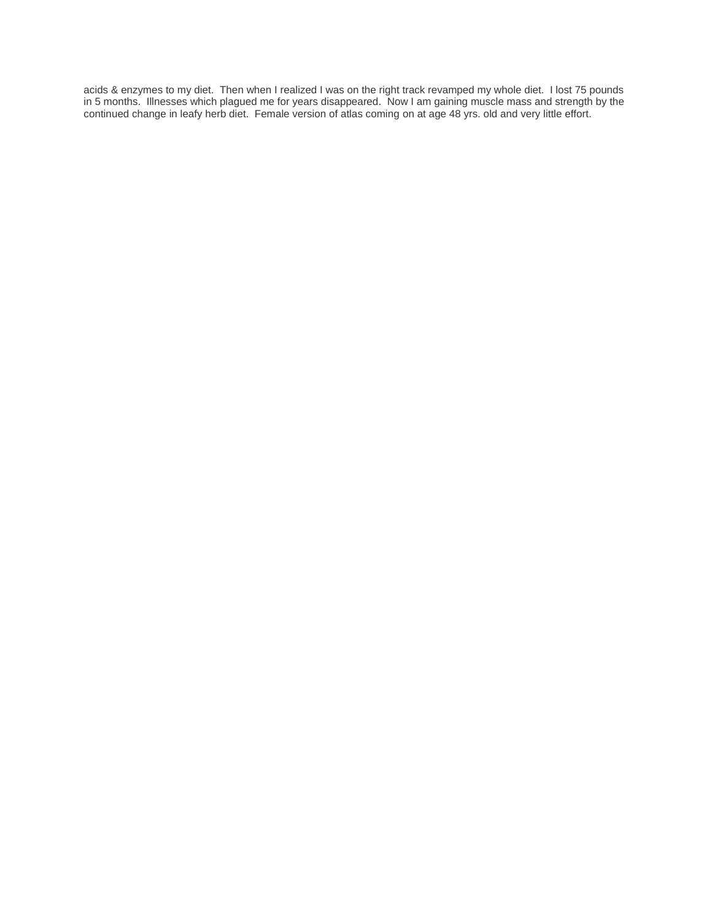acids & enzymes to my diet. Then when I realized I was on the right track revamped my whole diet. I lost 75 pounds in 5 months. Illnesses which plagued me for years disappeared. Now I am gaining muscle mass and strength by the continued change in leafy herb diet. Female version of atlas coming on at age 48 yrs. old and very little effort.